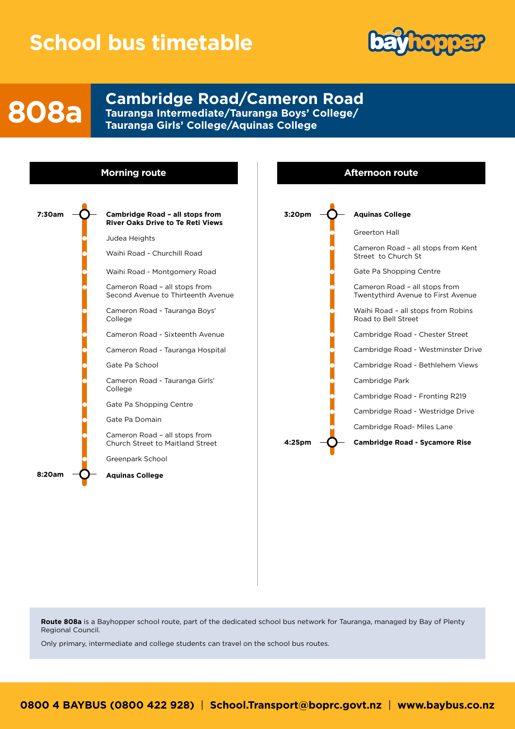# School bus timetable

## 808a

## Cambridge Road/Cameron Road

**Tauranga Intermediate/Tauranga Boys' College/ Tauranga Girls' College/Aquinas College**

### Morning route

| Time | Stop |
|---|---|
| 7:30am | **Cambridge Road – all stops from River Oaks Drive to Te Reti Views** |
| | Judea Heights |
| | Waihi Road - Churchill Road |
| | Waihi Road - Montgomery Road |
| | Cameron Road – all stops from Second Avenue to Thirteenth Avenue |
| | Cameron Road - Tauranga Boys' College |
| | Cameron Road - Sixteenth Avenue |
| | Cameron Road - Tauranga Hospital |
| | Gate Pa School |
| | Cameron Road - Tauranga Girls' College |
| | Gate Pa Shopping Centre |
| | Gate Pa Domain |
| | Cameron Road – all stops from Church Street to Maitland Street |
| | Greenpark School |
| 8:20am | **Aquinas College** |

### Afternoon route

| Time | Stop |
|---|---|
| 3:20pm | **Aquinas College** |
| | Greerton Hall |
| | Cameron Road – all stops from Kent Street to Church St |
| | Gate Pa Shopping Centre |
| | Cameron Road – all stops from Twentythird Avenue to First Avenue |
| | Waihi Road – all stops from Robins Road to Bell Street |
| | Cambridge Road - Chester Street |
| | Cambridge Road - Westminster Drive |
| | Cambridge Road - Bethlehem Views |
| | Cambridge Park |
| | Cambridge Road - Fronting R219 |
| | Cambridge Road - Westridge Drive |
| | Cambridge Road- Miles Lane |
| 4:25pm | **Cambridge Road - Sycamore Rise** |

**Route 808a** is a Bayhopper school route, part of the dedicated school bus network for Tauranga, managed by Bay of Plenty Regional Council.

Only primary, intermediate and college students can travel on the school bus routes.

**0800 4 BAYBUS (0800 422 928) | School.Transport@boprc.govt.nz | www.baybus.co.nz**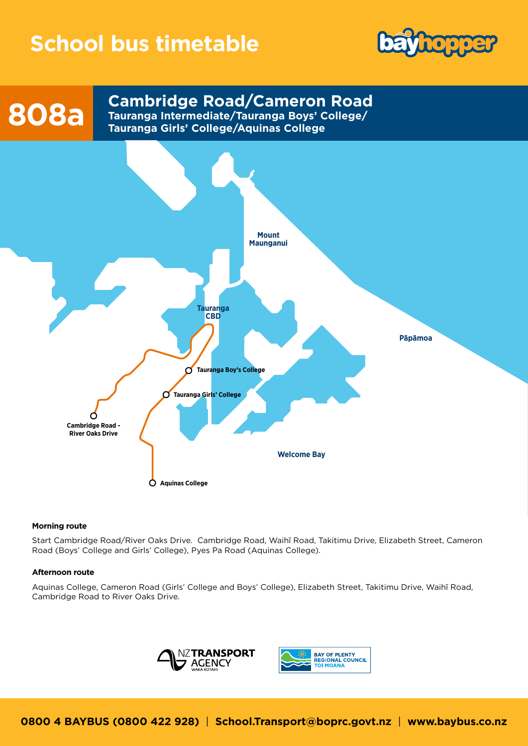# School bus timetable

# 808a

## Cambridge Road/Cameron Road

**Tauranga Intermediate/Tauranga Boys' College/ Tauranga Girls' College/Aquinas College**

Mount Maunganui

Tauranga CBD

Pāpāmoa

Tauranga Boy's College

Tauranga Girls' College

Cambridge Road - River Oaks Drive

Welcome Bay

Aquinas College

**Morning route**

Start Cambridge Road/River Oaks Drive. Cambridge Road, Waihī Road, Takitimu Drive, Elizabeth Street, Cameron Road (Boys' College and Girls' College), Pyes Pa Road (Aquinas College).

**Afternoon route**

Aquinas College, Cameron Road (Girls' College and Boys' College), Elizabeth Street, Takitimu Drive, Waihī Road, Cambridge Road to River Oaks Drive.

**0800 4 BAYBUS (0800 422 928)** | **School.Transport@boprc.govt.nz** | **www.baybus.co.nz**